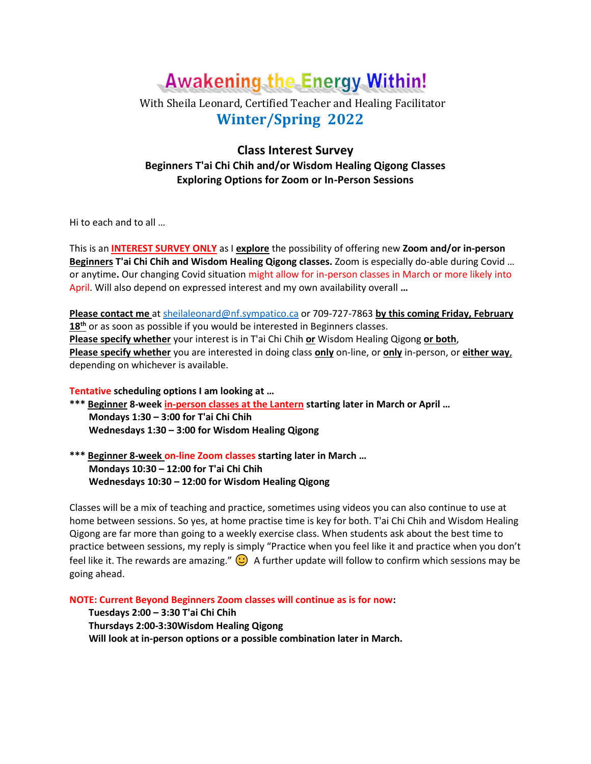# Awakening the Energy Within!

With Sheila Leonard, Certified Teacher and Healing Facilitator

## Winter/Spring 2022

### Class Interest Survey

**Beginners T'ai Chi Chih and/or Wisdom Healing Qigong Classes**
**Exploring Options for Zoom or In-Person Sessions**

Hi to each and to all …

This is an **INTEREST SURVEY ONLY** as I **explore** the possibility of offering new **Zoom and/or in-person Beginners T'ai Chi Chih and Wisdom Healing Qigong classes.** Zoom is especially do-able during Covid … or anytime**.** Our changing Covid situation might allow for in-person classes in March or more likely into April. Will also depend on expressed interest and my own availability overall **…**

**Please contact me** at sheilaleonard@nf.sympatico.ca or 709-727-7863 **by this coming Friday, February 18th** or as soon as possible if you would be interested in Beginners classes.
**Please specify whether** your interest is in T'ai Chi Chih **or** Wisdom Healing Qigong **or both**,
**Please specify whether** you are interested in doing class **only** on-line, or **only** in-person, or **either way**, depending on whichever is available.

**Tentative scheduling options I am looking at …**

**\*\*\* Beginner 8-week in-person classes at the Lantern starting later in March or April …**
**Mondays 1:30 – 3:00 for T'ai Chi Chih**
**Wednesdays 1:30 – 3:00 for Wisdom Healing Qigong**

**\*\*\* Beginner 8-week on-line Zoom classes starting later in March …**
**Mondays 10:30 – 12:00 for T'ai Chi Chih**
**Wednesdays 10:30 – 12:00 for Wisdom Healing Qigong**

Classes will be a mix of teaching and practice, sometimes using videos you can also continue to use at home between sessions. So yes, at home practise time is key for both. T'ai Chi Chih and Wisdom Healing Qigong are far more than going to a weekly exercise class. When students ask about the best time to practice between sessions, my reply is simply "Practice when you feel like it and practice when you don't feel like it. The rewards are amazing." 🙂 A further update will follow to confirm which sessions may be going ahead.

**NOTE: Current Beyond Beginners Zoom classes will continue as is for now:**
**Tuesdays 2:00 – 3:30 T'ai Chi Chih**
**Thursdays 2:00-3:30Wisdom Healing Qigong**
**Will look at in-person options or a possible combination later in March.**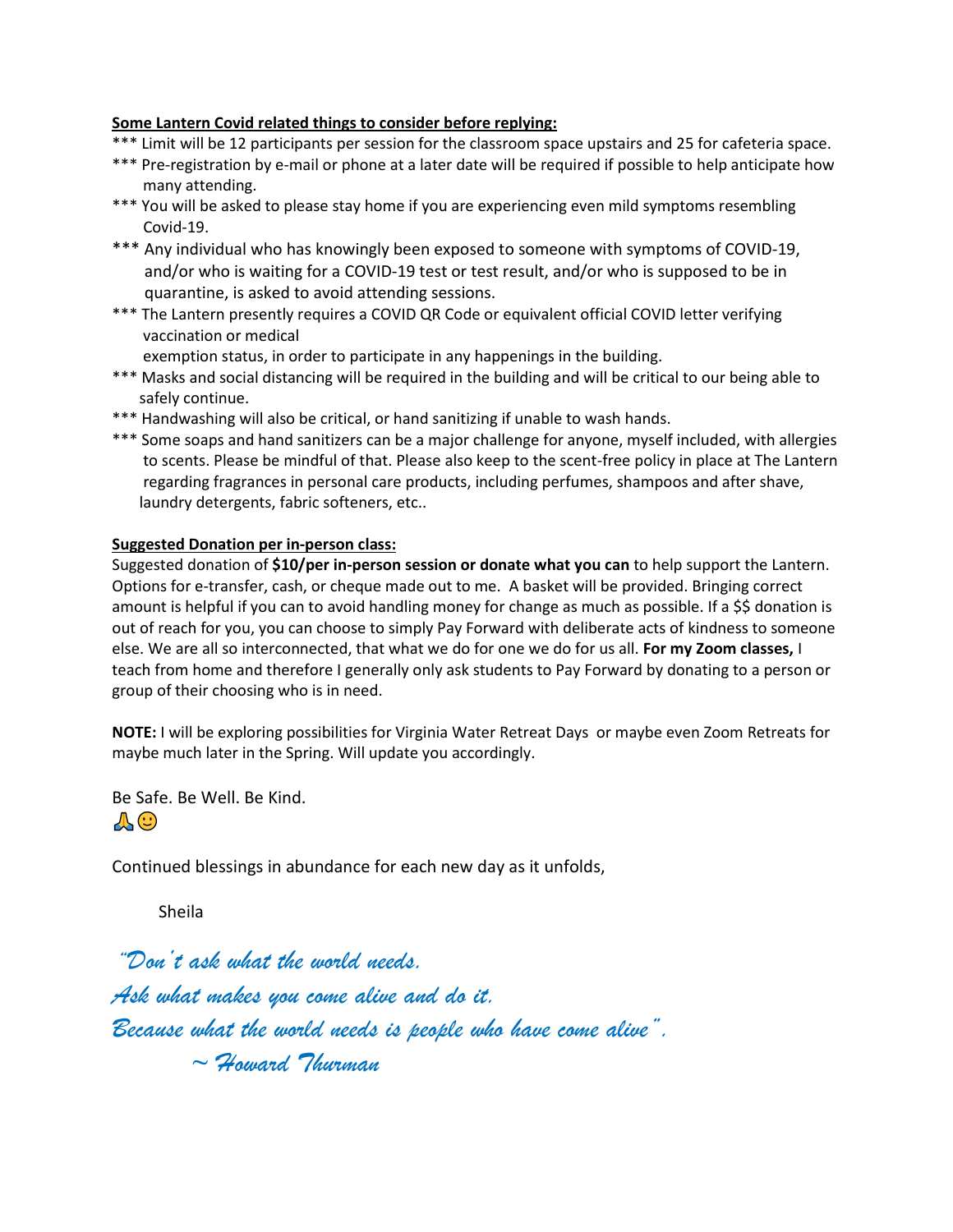**<u>Some Lantern Covid related things to consider before replying:</u>**

*** Limit will be 12 participants per session for the classroom space upstairs and 25 for cafeteria space.

*** Pre-registration by e-mail or phone at a later date will be required if possible to help anticipate how many attending.

*** You will be asked to please stay home if you are experiencing even mild symptoms resembling Covid-19.

*** Any individual who has knowingly been exposed to someone with symptoms of COVID-19, and/or who is waiting for a COVID-19 test or test result, and/or who is supposed to be in quarantine, is asked to avoid attending sessions.

*** The Lantern presently requires a COVID QR Code or equivalent official COVID letter verifying vaccination or medical exemption status, in order to participate in any happenings in the building.

*** Masks and social distancing will be required in the building and will be critical to our being able to safely continue.

*** Handwashing will also be critical, or hand sanitizing if unable to wash hands.

*** Some soaps and hand sanitizers can be a major challenge for anyone, myself included, with allergies to scents. Please be mindful of that. Please also keep to the scent-free policy in place at The Lantern regarding fragrances in personal care products, including perfumes, shampoos and after shave, laundry detergents, fabric softeners, etc..

**<u>Suggested Donation per in-person class:</u>**

Suggested donation of **$10/per in-person session or donate what you can** to help support the Lantern. Options for e-transfer, cash, or cheque made out to me. A basket will be provided. Bringing correct amount is helpful if you can to avoid handling money for change as much as possible. If a $$ donation is out of reach for you, you can choose to simply Pay Forward with deliberate acts of kindness to someone else. We are all so interconnected, that what we do for one we do for us all. **For my Zoom classes,** I teach from home and therefore I generally only ask students to Pay Forward by donating to a person or group of their choosing who is in need.

**NOTE:** I will be exploring possibilities for Virginia Water Retreat Days or maybe even Zoom Retreats for maybe much later in the Spring. Will update you accordingly.

Be Safe. Be Well. Be Kind.

🙏🙂

Continued blessings in abundance for each new day as it unfolds,

Sheila

*"Don't ask what the world needs.*
*Ask what makes you come alive and do it.*
*Because what the world needs is people who have come alive".*
*~ Howard Thurman*